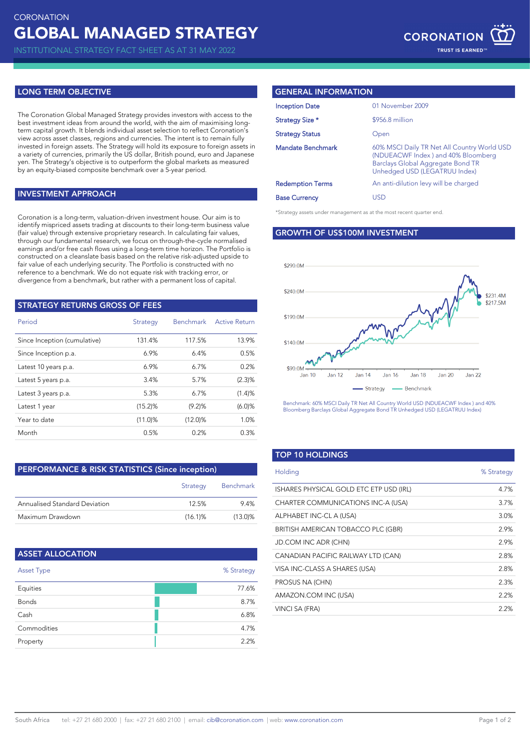CORONATION

# GLOBAL MANAGED STRATEGY

INSTITUTIONAL STRATEGY FACT SHEET AS AT 31 MAY 2022

CORONATION
TRUST IS EARNED™

## LONG TERM OBJECTIVE

The Coronation Global Managed Strategy provides investors with access to the best investment ideas from around the world, with the aim of maximising long-term capital growth. It blends individual asset selection to reflect Coronation's view across asset classes, regions and currencies. The intent is to remain fully invested in foreign assets. The Strategy will hold its exposure to foreign assets in a variety of currencies, primarily the US dollar, British pound, euro and Japanese yen. The Strategy's objective is to outperform the global markets as measured by an equity-biased composite benchmark over a 5-year period.

## INVESTMENT APPROACH

Coronation is a long-term, valuation-driven investment house. Our aim is to identify mispriced assets trading at discounts to their long-term business value (fair value) through extensive proprietary research. In calculating fair values, through our fundamental research, we focus on through-the-cycle normalised earnings and/or free cash flows using a long-term time horizon. The Portfolio is constructed on a cleanslate basis based on the relative risk-adjusted upside to fair value of each underlying security. The Portfolio is constructed with no reference to a benchmark. We do not equate risk with tracking error, or divergence from a benchmark, but rather with a permanent loss of capital.

## STRATEGY RETURNS GROSS OF FEES

| Period | Strategy | Benchmark | Active Return |
|---|---|---|---|
| Since Inception (cumulative) | 131.4% | 117.5% | 13.9% |
| Since Inception p.a. | 6.9% | 6.4% | 0.5% |
| Latest 10 years p.a. | 6.9% | 6.7% | 0.2% |
| Latest 5 years p.a. | 3.4% | 5.7% | (2.3)% |
| Latest 3 years p.a. | 5.3% | 6.7% | (1.4)% |
| Latest 1 year | (15.2)% | (9.2)% | (6.0)% |
| Year to date | (11.0)% | (12.0)% | 1.0% |
| Month | 0.5% | 0.2% | 0.3% |

## PERFORMANCE & RISK STATISTICS (Since inception)

| | Strategy | Benchmark |
|---|---|---|
| Annualised Standard Deviation | 12.5% | 9.4% |
| Maximum Drawdown | (16.1)% | (13.0)% |

## ASSET ALLOCATION

| Asset Type | % Strategy |
|---|---|
| Equities | 77.6% |
| Bonds | 8.7% |
| Cash | 6.8% |
| Commodities | 4.7% |
| Property | 2.2% |

## GENERAL INFORMATION

| | |
|---|---|
| Inception Date | 01 November 2009 |
| Strategy Size * | $956.8 million |
| Strategy Status | Open |
| Mandate Benchmark | 60% MSCI Daily TR Net All Country World USD (NDUEACWF Index ) and 40% Bloomberg Barclays Global Aggregate Bond TR Unhedged USD (LEGATRUU Index) |
| Redemption Terms | An anti-dilution levy will be charged |
| Base Currency | USD |

*Strategy assets under management as at the most recent quarter end.

## GROWTH OF US$100M INVESTMENT

Strategy: $231.4M; Benchmark: $217.5M

Benchmark: 60% MSCI Daily TR Net All Country World USD (NDUEACWF Index ) and 40% Bloomberg Barclays Global Aggregate Bond TR Unhedged USD (LEGATRUU Index)

## TOP 10 HOLDINGS

| Holding | % Strategy |
|---|---|
| ISHARES PHYSICAL GOLD ETC ETP USD (IRL) | 4.7% |
| CHARTER COMMUNICATIONS INC-A (USA) | 3.7% |
| ALPHABET INC-CL A (USA) | 3.0% |
| BRITISH AMERICAN TOBACCO PLC (GBR) | 2.9% |
| JD.COM INC ADR (CHN) | 2.9% |
| CANADIAN PACIFIC RAILWAY LTD (CAN) | 2.8% |
| VISA INC-CLASS A SHARES (USA) | 2.8% |
| PROSUS NA (CHN) | 2.3% |
| AMAZON.COM INC (USA) | 2.2% |
| VINCI SA (FRA) | 2.2% |

South Africa tel: +27 21 680 2000 | fax: +27 21 680 2100 | email: cib@coronation.com | web: www.coronation.com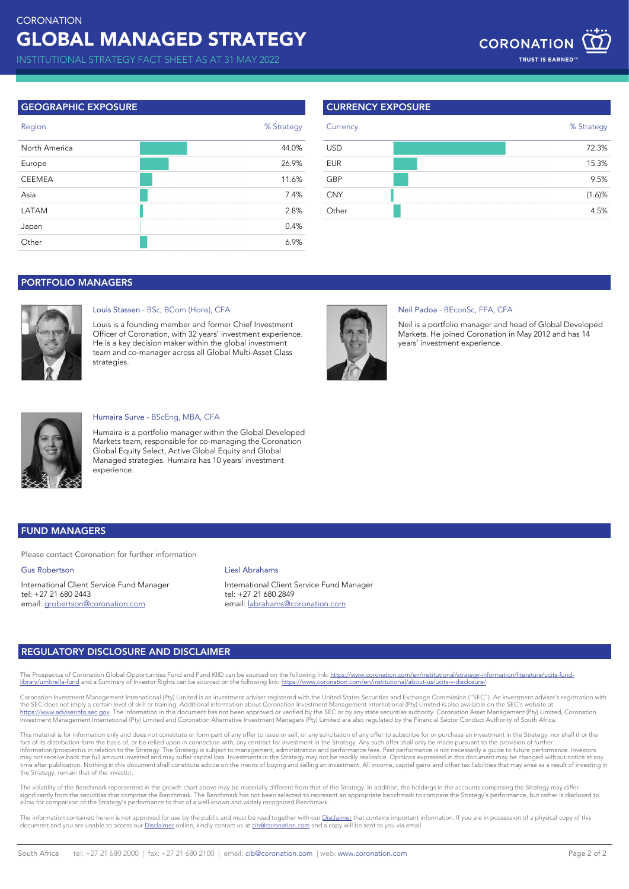CORONATION

# GLOBAL MANAGED STRATEGY

INSTITUTIONAL STRATEGY FACT SHEET AS AT 31 MAY 2022

## GEOGRAPHIC EXPOSURE

| Region | % Strategy |
|---|---|
| North America | 44.0% |
| Europe | 26.9% |
| CEEMEA | 11.6% |
| Asia | 7.4% |
| LATAM | 2.8% |
| Japan | 0.4% |
| Other | 6.9% |

## CURRENCY EXPOSURE

| Currency | % Strategy |
|---|---|
| USD | 72.3% |
| EUR | 15.3% |
| GBP | 9.5% |
| CNY | (1.6)% |
| Other | 4.5% |

## PORTFOLIO MANAGERS

**Louis Stassen** - BSc, BCom (Hons), CFA

Louis is a founding member and former Chief Investment Officer of Coronation, with 32 years' investment experience. He is a key decision maker within the global investment team and co-manager across all Global Multi-Asset Class strategies.

**Neil Padoa** - BEconSc, FFA, CFA

Neil is a portfolio manager and head of Global Developed Markets. He joined Coronation in May 2012 and has 14 years' investment experience.

**Humaira Surve** - BScEng, MBA, CFA

Humaira is a portfolio manager within the Global Developed Markets team, responsible for co-managing the Coronation Global Equity Select, Active Global Equity and Global Managed strategies. Humaira has 10 years' investment experience.

## FUND MANAGERS

Please contact Coronation for further information

**Gus Robertson**

International Client Service Fund Manager
tel: +27 21 680 2443
email: grobertson@coronation.com

**Liesl Abrahams**

International Client Service Fund Manager
tel: +27 21 680 2849
email: labrahams@coronation.com

## REGULATORY DISCLOSURE AND DISCLAIMER

The Prospectus of Coronation Global Opportunities Fund and Fund KIID can be sourced on the following link: https://www.coronation.com/en/institutional/strategy-information/literature/ucits-fund-library/umbrella-fund and a Summary of Investor Rights can be sourced on the following link: https://www.coronation.com/en/institutional/about-us/ucits-v-disclosure/.

Coronation Investment Management International (Pty) Limited is an investment adviser registered with the United States Securities and Exchange Commission ("SEC"). An investment adviser's registration with the SEC does not imply a certain level of skill or training. Additional information about Coronation Investment Management International (Pty) Limited is also available on the SEC's website at https://www.adviserinfo.sec.gov. The information in this document has not been approved or verified by the SEC or by any state securities authority. Coronation Asset Management (Pty) Limited, Coronation Investment Management International (Pty) Limited and Coronation Alternative Investment Managers (Pty) Limited are also regulated by the Financial Sector Conduct Authority of South Africa.

This material is for information only and does not constitute or form part of any offer to issue or sell, or any solicitation of any offer to subscribe for or purchase an investment in the Strategy, nor shall it or the fact of its distribution form the basis of, or be relied upon in connection with, any contract for investment in the Strategy. Any such offer shall only be made pursuant to the provision of further information/prospectus in relation to the Strategy. The Strategy is subject to management, administration and performance fees. Past performance is not necessarily a guide to future performance. Investors may not receive back the full amount invested and may suffer capital loss. Investments in the Strategy may not be readily realisable. Opinions expressed in this document may be changed without notice at any time after publication. Nothing in this document shall constitute advice on the merits of buying and selling an investment. All income, capital gains and other tax liabilities that may arise as a result of investing in the Strategy, remain that of the investor.

The volatility of the Benchmark represented in the growth chart above may be materially different from that of the Strategy. In addition, the holdings in the accounts comprising the Strategy may differ significantly from the securities that comprise the Benchmark. The Benchmark has not been selected to represent an appropriate benchmark to compare the Strategy's performance, but rather is disclosed to allow for comparison of the Strategy's performance to that of a well-known and widely recognized Benchmark.

The information contained herein is not approved for use by the public and must be read together with our Disclaimer that contains important information. If you are in possession of a physical copy of this document and you are unable to access our Disclaimer online, kindly contact us at cib@coronation.com and a copy will be sent to you via email.

South Africa tel: +27 21 680 2000 | fax: +27 21 680 2100 | email: cib@coronation.com | web: www.coronation.com